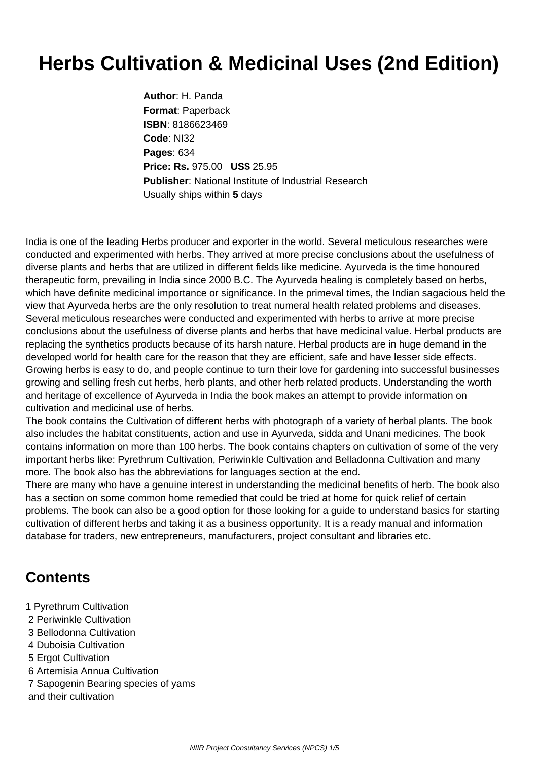# Herbs Cultivation & Medicinal Uses (2nd Edition)

**Author**: H. Panda
**Format**: Paperback
**ISBN**: 8186623469
**Code**: NI32
**Pages**: 634
**Price: Rs.** 975.00 **US$** 25.95
**Publisher**: National Institute of Industrial Research
Usually ships within **5** days

India is one of the leading Herbs producer and exporter in the world. Several meticulous researches were conducted and experimented with herbs. They arrived at more precise conclusions about the usefulness of diverse plants and herbs that are utilized in different fields like medicine. Ayurveda is the time honoured therapeutic form, prevailing in India since 2000 B.C. The Ayurveda healing is completely based on herbs, which have definite medicinal importance or significance. In the primeval times, the Indian sagacious held the view that Ayurveda herbs are the only resolution to treat numeral health related problems and diseases. Several meticulous researches were conducted and experimented with herbs to arrive at more precise conclusions about the usefulness of diverse plants and herbs that have medicinal value. Herbal products are replacing the synthetics products because of its harsh nature. Herbal products are in huge demand in the developed world for health care for the reason that they are efficient, safe and have lesser side effects. Growing herbs is easy to do, and people continue to turn their love for gardening into successful businesses growing and selling fresh cut herbs, herb plants, and other herb related products. Understanding the worth and heritage of excellence of Ayurveda in India the book makes an attempt to provide information on cultivation and medicinal use of herbs.
The book contains the Cultivation of different herbs with photograph of a variety of herbal plants. The book also includes the habitat constituents, action and use in Ayurveda, sidda and Unani medicines. The book contains information on more than 100 herbs. The book contains chapters on cultivation of some of the very important herbs like: Pyrethrum Cultivation, Periwinkle Cultivation and Belladonna Cultivation and many more. The book also has the abbreviations for languages section at the end.
There are many who have a genuine interest in understanding the medicinal benefits of herb. The book also has a section on some common home remedied that could be tried at home for quick relief of certain problems. The book can also be a good option for those looking for a guide to understand basics for starting cultivation of different herbs and taking it as a business opportunity. It is a ready manual and information database for traders, new entrepreneurs, manufacturers, project consultant and libraries etc.

## Contents

1 Pyrethrum Cultivation
2 Periwinkle Cultivation
3 Bellodonna Cultivation
4 Duboisia Cultivation
5 Ergot Cultivation
6 Artemisia Annua Cultivation
7 Sapogenin Bearing species of yams and their cultivation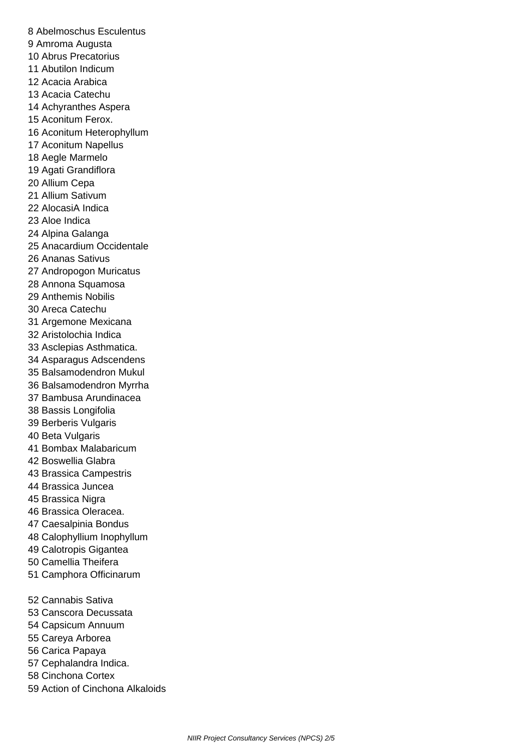8 Abelmoschus Esculentus
9 Amroma Augusta
10 Abrus Precatorius
11 Abutilon Indicum
12 Acacia Arabica
13 Acacia Catechu
14 Achyranthes Aspera
15 Aconitum Ferox.
16 Aconitum Heterophyllum
17 Aconitum Napellus
18 Aegle Marmelo
19 Agati Grandiflora
20 Allium Cepa
21 Allium Sativum
22 AlocasiA Indica
23 Aloe Indica
24 Alpina Galanga
25 Anacardium Occidentale
26 Ananas Sativus
27 Andropogon Muricatus
28 Annona Squamosa
29 Anthemis Nobilis
30 Areca Catechu
31 Argemone Mexicana
32 Aristolochia Indica
33 Asclepias Asthmatica.
34 Asparagus Adscendens
35 Balsamodendron Mukul
36 Balsamodendron Myrrha
37 Bambusa Arundinacea
38 Bassis Longifolia
39 Berberis Vulgaris
40 Beta Vulgaris
41 Bombax Malabaricum
42 Boswellia Glabra
43 Brassica Campestris
44 Brassica Juncea
45 Brassica Nigra
46 Brassica Oleracea.
47 Caesalpinia Bondus
48 Calophyllium Inophyllum
49 Calotropis Gigantea
50 Camellia Theifera
51 Camphora Officinarum

52 Cannabis Sativa
53 Canscora Decussata
54 Capsicum Annuum
55 Careya Arborea
56 Carica Papaya
57 Cephalandra Indica.
58 Cinchona Cortex
59 Action of Cinchona Alkaloids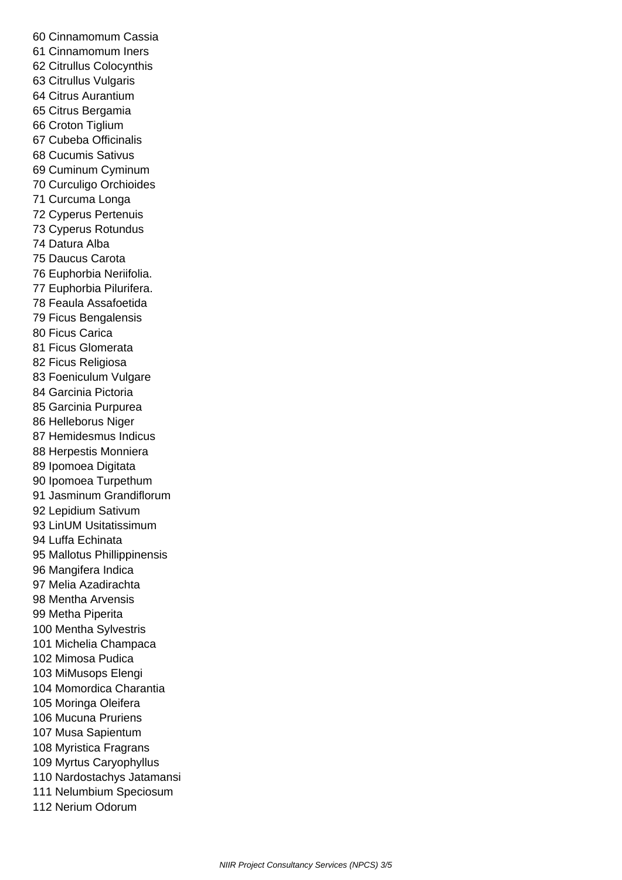60 Cinnamomum Cassia
61 Cinnamomum Iners
62 Citrullus Colocynthis
63 Citrullus Vulgaris
64 Citrus Aurantium
65 Citrus Bergamia
66 Croton Tiglium
67 Cubeba Officinalis
68 Cucumis Sativus
69 Cuminum Cyminum
70 Curculigo Orchioides
71 Curcuma Longa
72 Cyperus Pertenuis
73 Cyperus Rotundus
74 Datura Alba
75 Daucus Carota
76 Euphorbia Neriifolia.
77 Euphorbia Pilurifera.
78 Feaula Assafoetida
79 Ficus Bengalensis
80 Ficus Carica
81 Ficus Glomerata
82 Ficus Religiosa
83 Foeniculum Vulgare
84 Garcinia Pictoria
85 Garcinia Purpurea
86 Helleborus Niger
87 Hemidesmus Indicus
88 Herpestis Monniera
89 Ipomoea Digitata
90 Ipomoea Turpethum
91 Jasminum Grandiflorum
92 Lepidium Sativum
93 LinUM Usitatissimum
94 Luffa Echinata
95 Mallotus Phillippinensis
96 Mangifera Indica
97 Melia Azadirachta
98 Mentha Arvensis
99 Metha Piperita
100 Mentha Sylvestris
101 Michelia Champaca
102 Mimosa Pudica
103 MiMusops Elengi
104 Momordica Charantia
105 Moringa Oleifera
106 Mucuna Pruriens
107 Musa Sapientum
108 Myristica Fragrans
109 Myrtus Caryophyllus
110 Nardostachys Jatamansi
111 Nelumbium Speciosum
112 Nerium Odorum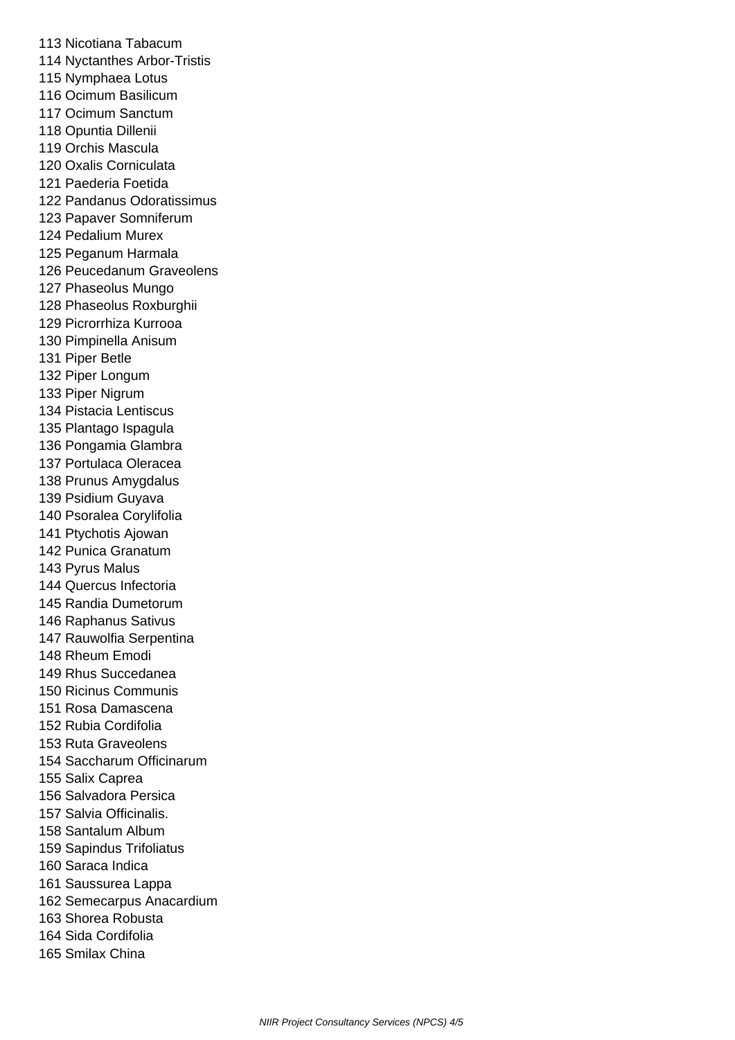113 Nicotiana Tabacum
114 Nyctanthes Arbor-Tristis
115 Nymphaea Lotus
116 Ocimum Basilicum
117 Ocimum Sanctum
118 Opuntia Dillenii
119 Orchis Mascula
120 Oxalis Corniculata
121 Paederia Foetida
122 Pandanus Odoratissimus
123 Papaver Somniferum
124 Pedalium Murex
125 Peganum Harmala
126 Peucedanum Graveolens
127 Phaseolus Mungo
128 Phaseolus Roxburghii
129 Picrorrhiza Kurrooa
130 Pimpinella Anisum
131 Piper Betle
132 Piper Longum
133 Piper Nigrum
134 Pistacia Lentiscus
135 Plantago Ispagula
136 Pongamia Glambra
137 Portulaca Oleracea
138 Prunus Amygdalus
139 Psidium Guyava
140 Psoralea Corylifolia
141 Ptychotis Ajowan
142 Punica Granatum
143 Pyrus Malus
144 Quercus Infectoria
145 Randia Dumetorum
146 Raphanus Sativus
147 Rauwolfia Serpentina
148 Rheum Emodi
149 Rhus Succedanea
150 Ricinus Communis
151 Rosa Damascena
152 Rubia Cordifolia
153 Ruta Graveolens
154 Saccharum Officinarum
155 Salix Caprea
156 Salvadora Persica
157 Salvia Officinalis.
158 Santalum Album
159 Sapindus Trifoliatus
160 Saraca Indica
161 Saussurea Lappa
162 Semecarpus Anacardium
163 Shorea Robusta
164 Sida Cordifolia
165 Smilax China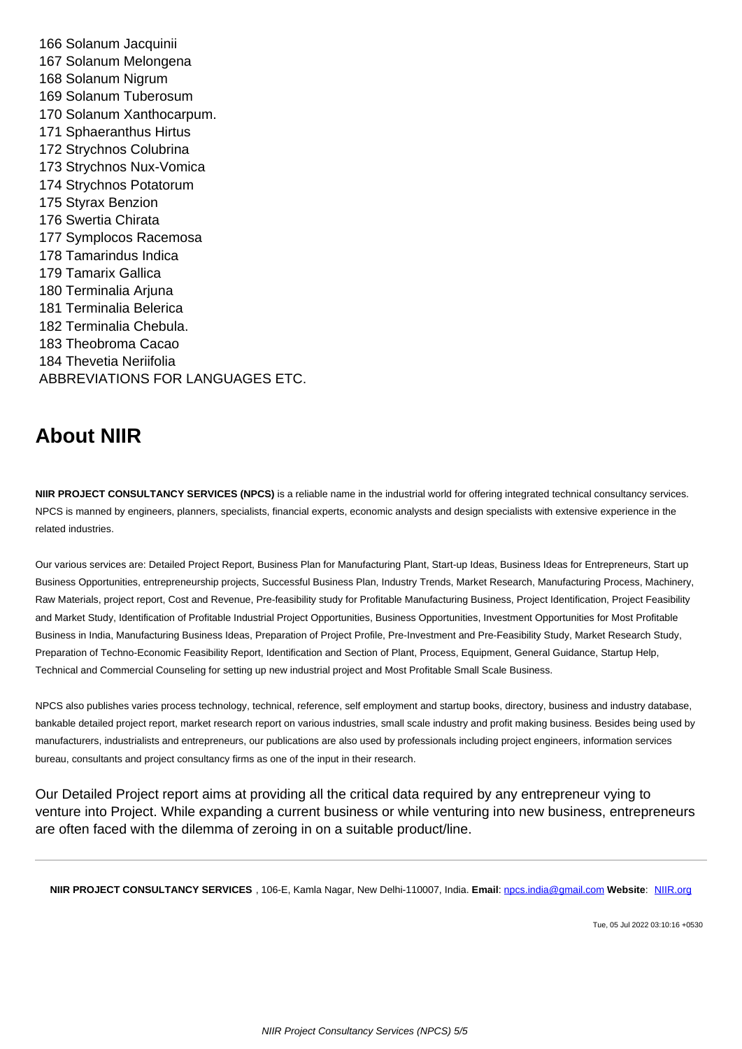166 Solanum Jacquinii
167 Solanum Melongena
168 Solanum Nigrum
169 Solanum Tuberosum
170 Solanum Xanthocarpum.
171 Sphaeranthus Hirtus
172 Strychnos Colubrina
173 Strychnos Nux-Vomica
174 Strychnos Potatorum
175 Styrax Benzion
176 Swertia Chirata
177 Symplocos Racemosa
178 Tamarindus Indica
179 Tamarix Gallica
180 Terminalia Arjuna
181 Terminalia Belerica
182 Terminalia Chebula.
183 Theobroma Cacao
184 Thevetia Neriifolia
ABBREVIATIONS FOR LANGUAGES ETC.

## About NIIR

**NIIR PROJECT CONSULTANCY SERVICES (NPCS)** is a reliable name in the industrial world for offering integrated technical consultancy services. NPCS is manned by engineers, planners, specialists, financial experts, economic analysts and design specialists with extensive experience in the related industries.

Our various services are: Detailed Project Report, Business Plan for Manufacturing Plant, Start-up Ideas, Business Ideas for Entrepreneurs, Start up Business Opportunities, entrepreneurship projects, Successful Business Plan, Industry Trends, Market Research, Manufacturing Process, Machinery, Raw Materials, project report, Cost and Revenue, Pre-feasibility study for Profitable Manufacturing Business, Project Identification, Project Feasibility and Market Study, Identification of Profitable Industrial Project Opportunities, Business Opportunities, Investment Opportunities for Most Profitable Business in India, Manufacturing Business Ideas, Preparation of Project Profile, Pre-Investment and Pre-Feasibility Study, Market Research Study, Preparation of Techno-Economic Feasibility Report, Identification and Section of Plant, Process, Equipment, General Guidance, Startup Help, Technical and Commercial Counseling for setting up new industrial project and Most Profitable Small Scale Business.

NPCS also publishes varies process technology, technical, reference, self employment and startup books, directory, business and industry database, bankable detailed project report, market research report on various industries, small scale industry and profit making business. Besides being used by manufacturers, industrialists and entrepreneurs, our publications are also used by professionals including project engineers, information services bureau, consultants and project consultancy firms as one of the input in their research.

Our Detailed Project report aims at providing all the critical data required by any entrepreneur vying to venture into Project. While expanding a current business or while venturing into new business, entrepreneurs are often faced with the dilemma of zeroing in on a suitable product/line.

---

**NIIR PROJECT CONSULTANCY SERVICES** , 106-E, Kamla Nagar, New Delhi-110007, India. **Email**: npcs.india@gmail.com **Website**: NIIR.org

Tue, 05 Jul 2022 03:10:16 +0530